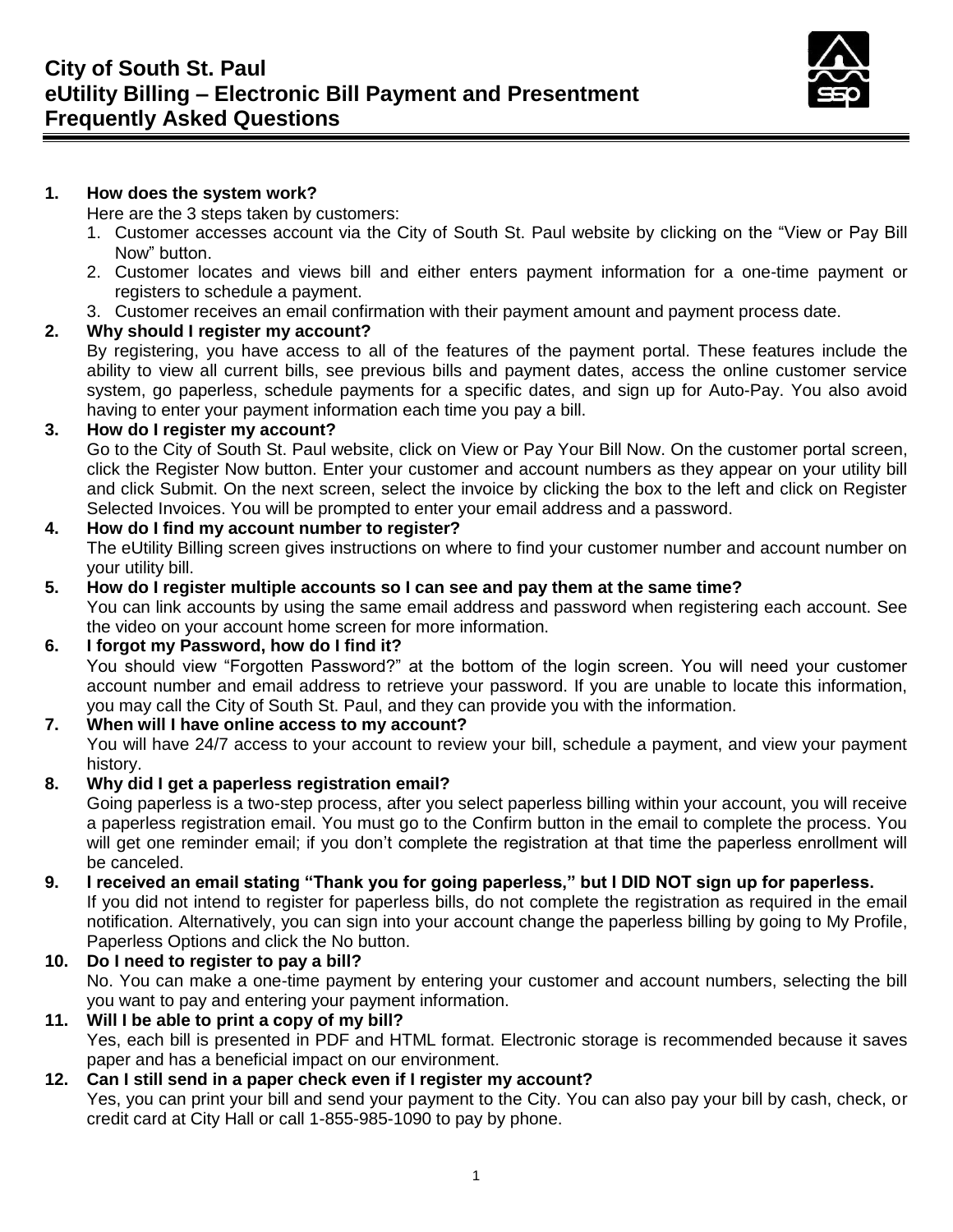# City of South St. Paul
# eUtility Billing – Electronic Bill Payment and Presentment
# Frequently Asked Questions

**1. How does the system work?**

Here are the 3 steps taken by customers:

1. Customer accesses account via the City of South St. Paul website by clicking on the "View or Pay Bill Now" button.
2. Customer locates and views bill and either enters payment information for a one-time payment or registers to schedule a payment.
3. Customer receives an email confirmation with their payment amount and payment process date.

**2. Why should I register my account?**

By registering, you have access to all of the features of the payment portal. These features include the ability to view all current bills, see previous bills and payment dates, access the online customer service system, go paperless, schedule payments for a specific dates, and sign up for Auto-Pay. You also avoid having to enter your payment information each time you pay a bill.

**3. How do I register my account?**

Go to the City of South St. Paul website, click on View or Pay Your Bill Now. On the customer portal screen, click the Register Now button. Enter your customer and account numbers as they appear on your utility bill and click Submit. On the next screen, select the invoice by clicking the box to the left and click on Register Selected Invoices. You will be prompted to enter your email address and a password.

**4. How do I find my account number to register?**

The eUtility Billing screen gives instructions on where to find your customer number and account number on your utility bill.

**5. How do I register multiple accounts so I can see and pay them at the same time?**

You can link accounts by using the same email address and password when registering each account. See the video on your account home screen for more information.

**6. I forgot my Password, how do I find it?**

You should view "Forgotten Password?" at the bottom of the login screen. You will need your customer account number and email address to retrieve your password. If you are unable to locate this information, you may call the City of South St. Paul, and they can provide you with the information.

**7. When will I have online access to my account?**

You will have 24/7 access to your account to review your bill, schedule a payment, and view your payment history.

**8. Why did I get a paperless registration email?**

Going paperless is a two-step process, after you select paperless billing within your account, you will receive a paperless registration email. You must go to the Confirm button in the email to complete the process. You will get one reminder email; if you don't complete the registration at that time the paperless enrollment will be canceled.

**9. I received an email stating "Thank you for going paperless," but I DID NOT sign up for paperless.**

If you did not intend to register for paperless bills, do not complete the registration as required in the email notification. Alternatively, you can sign into your account change the paperless billing by going to My Profile, Paperless Options and click the No button.

**10. Do I need to register to pay a bill?**

No. You can make a one-time payment by entering your customer and account numbers, selecting the bill you want to pay and entering your payment information.

**11. Will I be able to print a copy of my bill?**

Yes, each bill is presented in PDF and HTML format. Electronic storage is recommended because it saves paper and has a beneficial impact on our environment.

**12. Can I still send in a paper check even if I register my account?**

Yes, you can print your bill and send your payment to the City. You can also pay your bill by cash, check, or credit card at City Hall or call 1-855-985-1090 to pay by phone.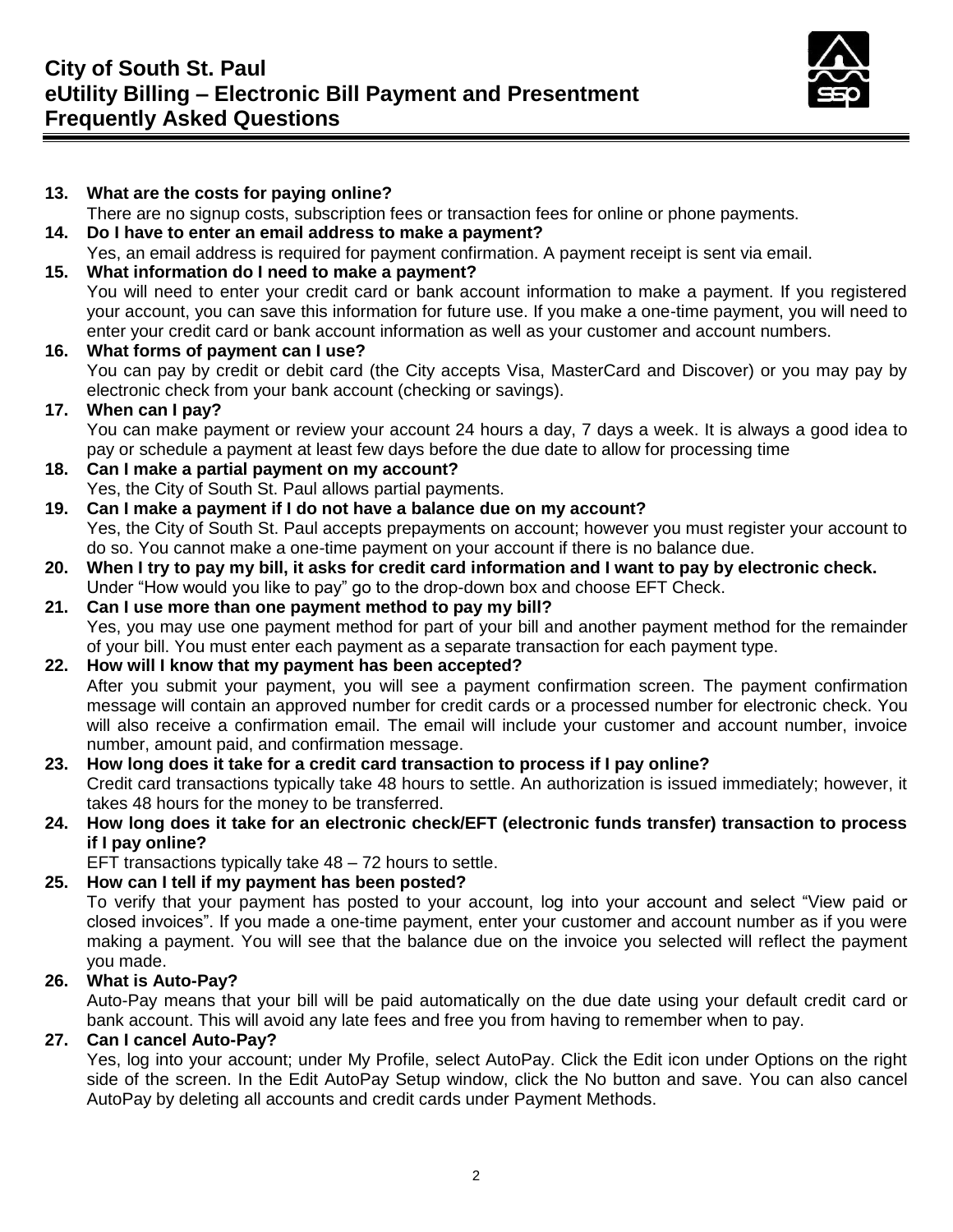**13. What are the costs for paying online?**
There are no signup costs, subscription fees or transaction fees for online or phone payments.

**14. Do I have to enter an email address to make a payment?**
Yes, an email address is required for payment confirmation. A payment receipt is sent via email.

**15. What information do I need to make a payment?**
You will need to enter your credit card or bank account information to make a payment. If you registered your account, you can save this information for future use. If you make a one-time payment, you will need to enter your credit card or bank account information as well as your customer and account numbers.

**16. What forms of payment can I use?**
You can pay by credit or debit card (the City accepts Visa, MasterCard and Discover) or you may pay by electronic check from your bank account (checking or savings).

**17. When can I pay?**
You can make payment or review your account 24 hours a day, 7 days a week. It is always a good idea to pay or schedule a payment at least few days before the due date to allow for processing time

**18. Can I make a partial payment on my account?**
Yes, the City of South St. Paul allows partial payments.

**19. Can I make a payment if I do not have a balance due on my account?**
Yes, the City of South St. Paul accepts prepayments on account; however you must register your account to do so. You cannot make a one-time payment on your account if there is no balance due.

**20. When I try to pay my bill, it asks for credit card information and I want to pay by electronic check.**
Under "How would you like to pay" go to the drop-down box and choose EFT Check.

**21. Can I use more than one payment method to pay my bill?**
Yes, you may use one payment method for part of your bill and another payment method for the remainder of your bill. You must enter each payment as a separate transaction for each payment type.

**22. How will I know that my payment has been accepted?**
After you submit your payment, you will see a payment confirmation screen. The payment confirmation message will contain an approved number for credit cards or a processed number for electronic check. You will also receive a confirmation email. The email will include your customer and account number, invoice number, amount paid, and confirmation message.

**23. How long does it take for a credit card transaction to process if I pay online?**
Credit card transactions typically take 48 hours to settle. An authorization is issued immediately; however, it takes 48 hours for the money to be transferred.

**24. How long does it take for an electronic check/EFT (electronic funds transfer) transaction to process if I pay online?**
EFT transactions typically take 48 – 72 hours to settle.

**25. How can I tell if my payment has been posted?**
To verify that your payment has posted to your account, log into your account and select "View paid or closed invoices". If you made a one-time payment, enter your customer and account number as if you were making a payment. You will see that the balance due on the invoice you selected will reflect the payment you made.

**26. What is Auto-Pay?**
Auto-Pay means that your bill will be paid automatically on the due date using your default credit card or bank account. This will avoid any late fees and free you from having to remember when to pay.

**27. Can I cancel Auto-Pay?**
Yes, log into your account; under My Profile, select AutoPay. Click the Edit icon under Options on the right side of the screen. In the Edit AutoPay Setup window, click the No button and save. You can also cancel AutoPay by deleting all accounts and credit cards under Payment Methods.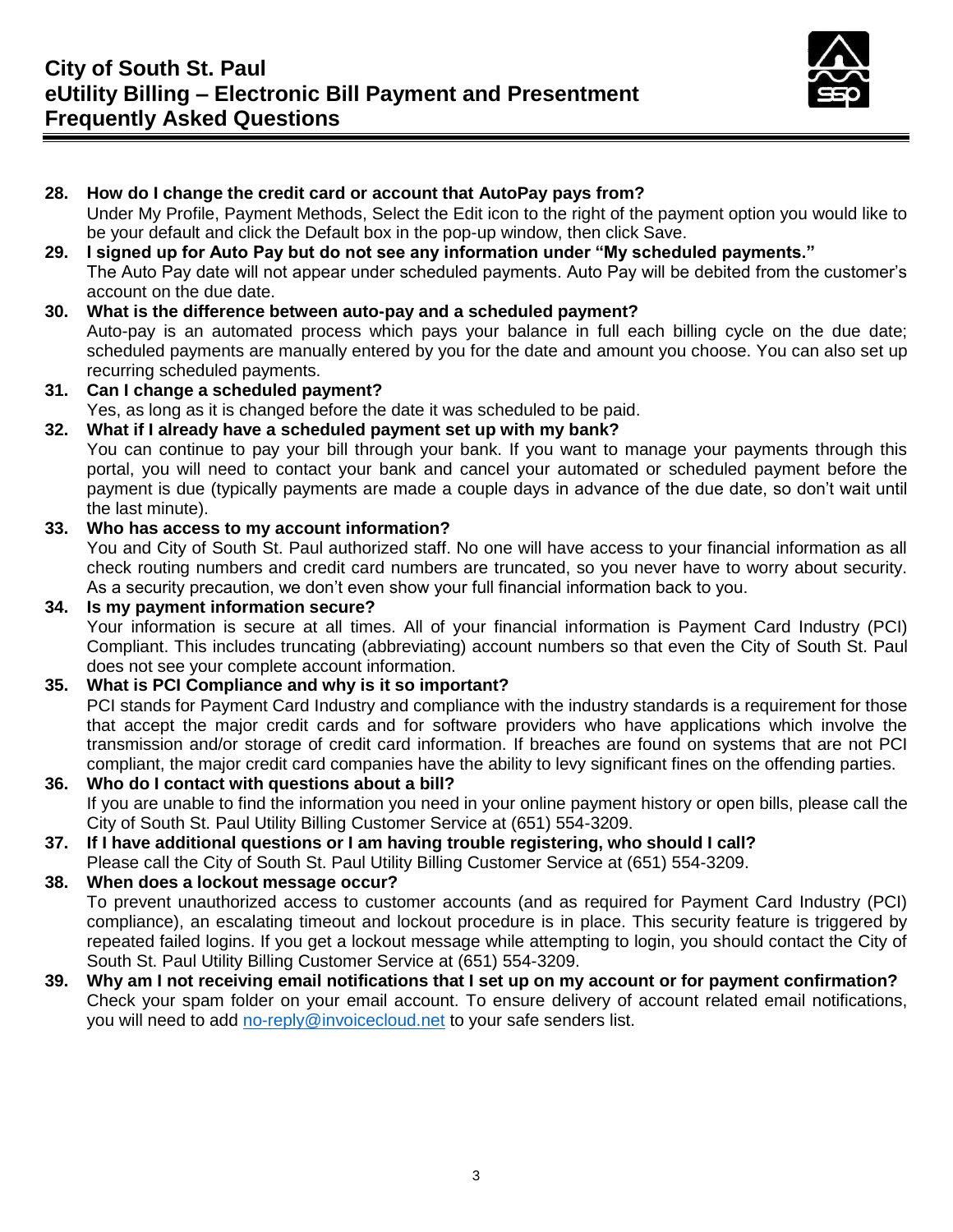# City of South St. Paul
# eUtility Billing – Electronic Bill Payment and Presentment
# Frequently Asked Questions

**28. How do I change the credit card or account that AutoPay pays from?**
Under My Profile, Payment Methods, Select the Edit icon to the right of the payment option you would like to be your default and click the Default box in the pop-up window, then click Save.

**29. I signed up for Auto Pay but do not see any information under "My scheduled payments."**
The Auto Pay date will not appear under scheduled payments. Auto Pay will be debited from the customer's account on the due date.

**30. What is the difference between auto-pay and a scheduled payment?**
Auto-pay is an automated process which pays your balance in full each billing cycle on the due date; scheduled payments are manually entered by you for the date and amount you choose. You can also set up recurring scheduled payments.

**31. Can I change a scheduled payment?**
Yes, as long as it is changed before the date it was scheduled to be paid.

**32. What if I already have a scheduled payment set up with my bank?**
You can continue to pay your bill through your bank. If you want to manage your payments through this portal, you will need to contact your bank and cancel your automated or scheduled payment before the payment is due (typically payments are made a couple days in advance of the due date, so don't wait until the last minute).

**33. Who has access to my account information?**
You and City of South St. Paul authorized staff. No one will have access to your financial information as all check routing numbers and credit card numbers are truncated, so you never have to worry about security. As a security precaution, we don't even show your full financial information back to you.

**34. Is my payment information secure?**
Your information is secure at all times. All of your financial information is Payment Card Industry (PCI) Compliant. This includes truncating (abbreviating) account numbers so that even the City of South St. Paul does not see your complete account information.

**35. What is PCI Compliance and why is it so important?**
PCI stands for Payment Card Industry and compliance with the industry standards is a requirement for those that accept the major credit cards and for software providers who have applications which involve the transmission and/or storage of credit card information. If breaches are found on systems that are not PCI compliant, the major credit card companies have the ability to levy significant fines on the offending parties.

**36. Who do I contact with questions about a bill?**
If you are unable to find the information you need in your online payment history or open bills, please call the City of South St. Paul Utility Billing Customer Service at (651) 554-3209.

**37. If I have additional questions or I am having trouble registering, who should I call?**
Please call the City of South St. Paul Utility Billing Customer Service at (651) 554-3209.

**38. When does a lockout message occur?**
To prevent unauthorized access to customer accounts (and as required for Payment Card Industry (PCI) compliance), an escalating timeout and lockout procedure is in place. This security feature is triggered by repeated failed logins. If you get a lockout message while attempting to login, you should contact the City of South St. Paul Utility Billing Customer Service at (651) 554-3209.

**39. Why am I not receiving email notifications that I set up on my account or for payment confirmation?**
Check your spam folder on your email account. To ensure delivery of account related email notifications, you will need to add no-reply@invoicecloud.net to your safe senders list.